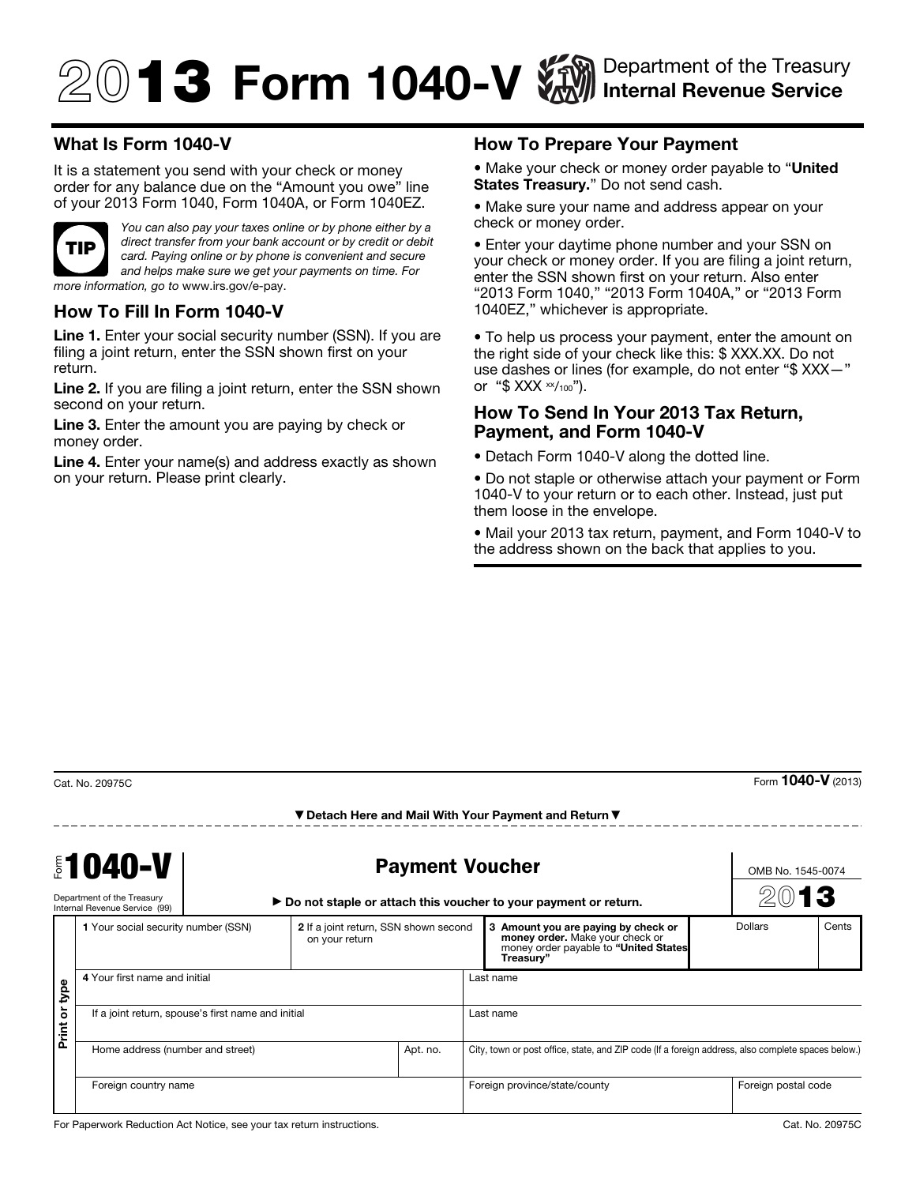# 2013 Form 1040-V

Department of the Treasury
Internal Revenue Service

## What Is Form 1040-V

It is a statement you send with your check or money order for any balance due on the "Amount you owe" line of your 2013 Form 1040, Form 1040A, or Form 1040EZ.

**TIP** *You can also pay your taxes online or by phone either by a direct transfer from your bank account or by credit or debit card. Paying online or by phone is convenient and secure and helps make sure we get your payments on time. For more information, go to* www.irs.gov/e-pay.

## How To Fill In Form 1040-V

**Line 1.** Enter your social security number (SSN). If you are filing a joint return, enter the SSN shown first on your return.

**Line 2.** If you are filing a joint return, enter the SSN shown second on your return.

**Line 3.** Enter the amount you are paying by check or money order.

**Line 4.** Enter your name(s) and address exactly as shown on your return. Please print clearly.

## How To Prepare Your Payment

- Make your check or money order payable to "**United States Treasury.**" Do not send cash.
- Make sure your name and address appear on your check or money order.
- Enter your daytime phone number and your SSN on your check or money order. If you are filing a joint return, enter the SSN shown first on your return. Also enter "2013 Form 1040," "2013 Form 1040A," or "2013 Form 1040EZ," whichever is appropriate.
- To help us process your payment, enter the amount on the right side of your check like this: $ XXX.XX. Do not use dashes or lines (for example, do not enter "$ XXX—" or "$ XXX xx/100").

## How To Send In Your 2013 Tax Return, Payment, and Form 1040-V

- Detach Form 1040-V along the dotted line.
- Do not staple or otherwise attach your payment or Form 1040-V to your return or to each other. Instead, just put them loose in the envelope.
- Mail your 2013 tax return, payment, and Form 1040-V to the address shown on the back that applies to you.

Cat. No. 20975C Form **1040-V** (2013)

▼ Detach Here and Mail With Your Payment and Return ▼

---

Form **1040-V** — **Payment Voucher** — OMB No. 1545-0074 — **2013**

Department of the Treasury
Internal Revenue Service (99)

► Do not staple or attach this voucher to your payment or return.

Print or type

| 1 Your social security number (SSN) | 2 If a joint return, SSN shown second on your return | 3 Amount you are paying by check or money order. Make your check or money order payable to "United States Treasury" | Dollars | Cents |
|---|---|---|---|---|
| | | | | |

| 4 Your first name and initial | | Last name | |
|---|---|---|---|
| If a joint return, spouse's first name and initial | | Last name | |
| Home address (number and street) | Apt. no. | City, town or post office, state, and ZIP code (If a foreign address, also complete spaces below.) | |
| Foreign country name | | Foreign province/state/county | Foreign postal code |

For Paperwork Reduction Act Notice, see your tax return instructions. Cat. No. 20975C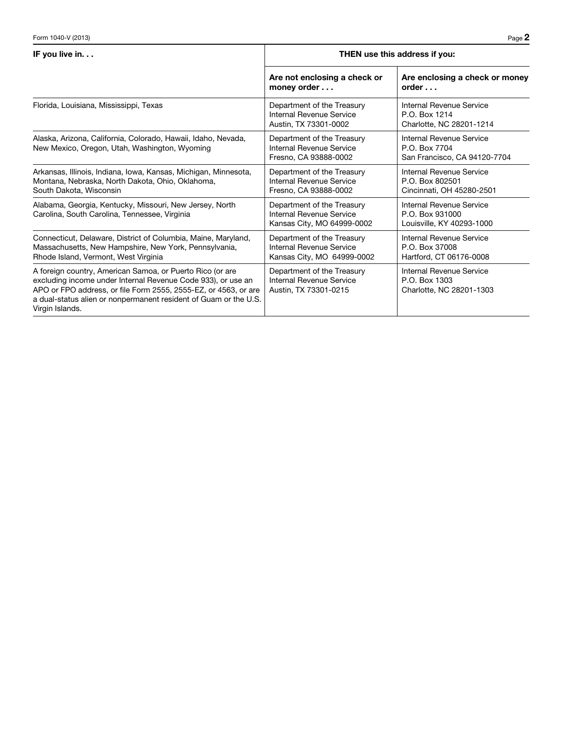| IF you live in. . . | THEN use this address if you: | |
|---|---|---|
| | Are not enclosing a check or money order . . . | Are enclosing a check or money order . . . |
| Florida, Louisiana, Mississippi, Texas | Department of the Treasury Internal Revenue Service Austin, TX 73301-0002 | Internal Revenue Service P.O. Box 1214 Charlotte, NC 28201-1214 |
| Alaska, Arizona, California, Colorado, Hawaii, Idaho, Nevada, New Mexico, Oregon, Utah, Washington, Wyoming | Department of the Treasury Internal Revenue Service Fresno, CA 93888-0002 | Internal Revenue Service P.O. Box 7704 San Francisco, CA 94120-7704 |
| Arkansas, Illinois, Indiana, Iowa, Kansas, Michigan, Minnesota, Montana, Nebraska, North Dakota, Ohio, Oklahoma, South Dakota, Wisconsin | Department of the Treasury Internal Revenue Service Fresno, CA 93888-0002 | Internal Revenue Service P.O. Box 802501 Cincinnati, OH 45280-2501 |
| Alabama, Georgia, Kentucky, Missouri, New Jersey, North Carolina, South Carolina, Tennessee, Virginia | Department of the Treasury Internal Revenue Service Kansas City, MO 64999-0002 | Internal Revenue Service P.O. Box 931000 Louisville, KY 40293-1000 |
| Connecticut, Delaware, District of Columbia, Maine, Maryland, Massachusetts, New Hampshire, New York, Pennsylvania, Rhode Island, Vermont, West Virginia | Department of the Treasury Internal Revenue Service Kansas City, MO 64999-0002 | Internal Revenue Service P.O. Box 37008 Hartford, CT 06176-0008 |
| A foreign country, American Samoa, or Puerto Rico (or are excluding income under Internal Revenue Code 933), or use an APO or FPO address, or file Form 2555, 2555-EZ, or 4563, or are a dual-status alien or nonpermanent resident of Guam or the U.S. Virgin Islands. | Department of the Treasury Internal Revenue Service Austin, TX 73301-0215 | Internal Revenue Service P.O. Box 1303 Charlotte, NC 28201-1303 |